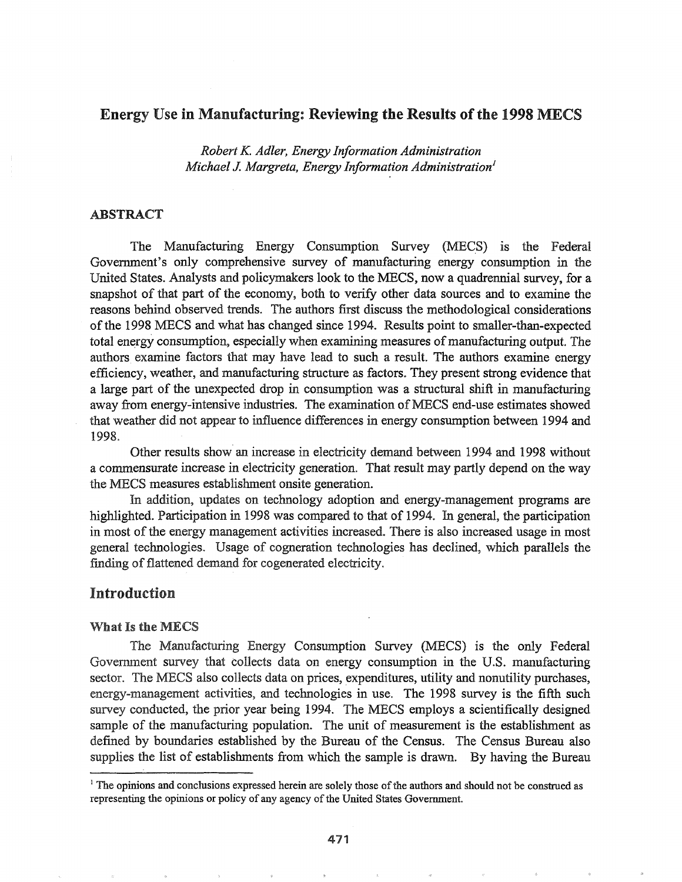# Energy Use in Manufacturing: Reviewing the Results of the 1998 MECS

*Robert K. Adler, Energy Information Administration*
*Michael J. Margreta, Energy Information Administration*[1]

## ABSTRACT

The Manufacturing Energy Consumption Survey (MECS) is the Federal Government's only comprehensive survey of manufacturing energy consumption in the United States. Analysts and policymakers look to the MECS, now a quadrennial survey, for a snapshot of that part of the economy, both to verify other data sources and to examine the reasons behind observed trends. The authors first discuss the methodological considerations of the 1998 MECS and what has changed since 1994. Results point to smaller-than-expected total energy consumption, especially when examining measures of manufacturing output. The authors examine factors that may have lead to such a result. The authors examine energy efficiency, weather, and manufacturing structure as factors. They present strong evidence that a large part of the unexpected drop in consumption was a structural shift in manufacturing away from energy-intensive industries. The examination of MECS end-use estimates showed that weather did not appear to influence differences in energy consumption between 1994 and 1998.

Other results show an increase in electricity demand between 1994 and 1998 without a commensurate increase in electricity generation. That result may partly depend on the way the MECS measures establishment onsite generation.

In addition, updates on technology adoption and energy-management programs are highlighted. Participation in 1998 was compared to that of 1994. In general, the participation in most of the energy management activities increased. There is also increased usage in most general technologies. Usage of cogneration technologies has declined, which parallels the finding of flattened demand for cogenerated electricity.

## Introduction

### What Is the MECS

The Manufacturing Energy Consumption Survey (MECS) is the only Federal Government survey that collects data on energy consumption in the U.S. manufacturing sector. The MECS also collects data on prices, expenditures, utility and nonutility purchases, energy-management activities, and technologies in use. The 1998 survey is the fifth such survey conducted, the prior year being 1994. The MECS employs a scientifically designed sample of the manufacturing population. The unit of measurement is the establishment as defined by boundaries established by the Bureau of the Census. The Census Bureau also supplies the list of establishments from which the sample is drawn. By having the Bureau

[1] The opinions and conclusions expressed herein are solely those of the authors and should not be construed as representing the opinions or policy of any agency of the United States Government.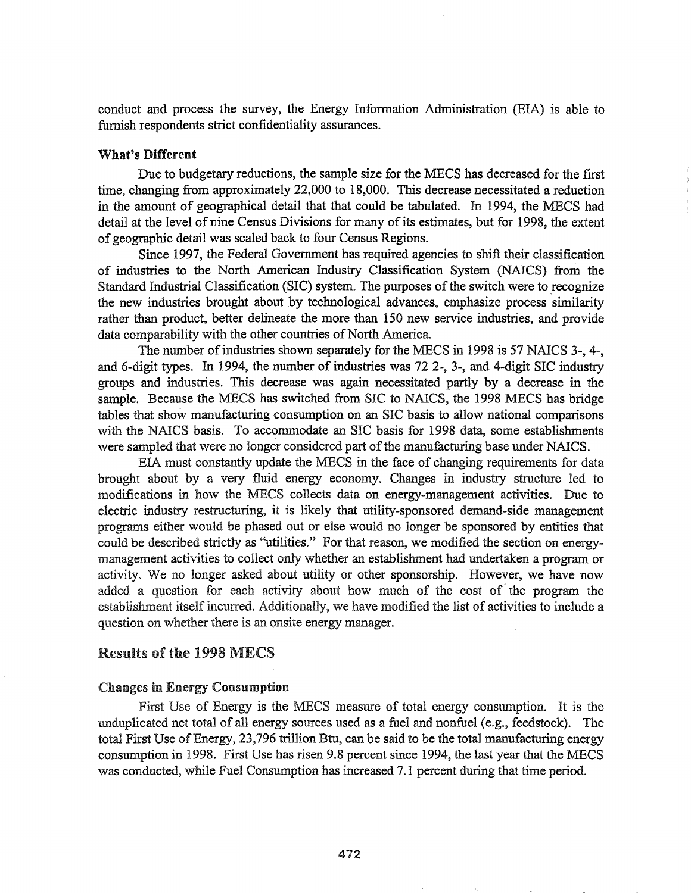conduct and process the survey, the Energy Information Administration (EIA) is able to furnish respondents strict confidentiality assurances.

### What's Different

Due to budgetary reductions, the sample size for the MECS has decreased for the first time, changing from approximately 22,000 to 18,000. This decrease necessitated a reduction in the amount of geographical detail that that could be tabulated. In 1994, the MECS had detail at the level of nine Census Divisions for many of its estimates, but for 1998, the extent of geographic detail was scaled back to four Census Regions.

Since 1997, the Federal Government has required agencies to shift their classification of industries to the North American Industry Classification System (NAICS) from the Standard Industrial Classification (SIC) system. The purposes of the switch were to recognize the new industries brought about by technological advances, emphasize process similarity rather than product, better delineate the more than 150 new service industries, and provide data comparability with the other countries of North America.

The number of industries shown separately for the MECS in 1998 is 57 NAICS 3-, 4-, and 6-digit types. In 1994, the number of industries was 72 2-, 3-, and 4-digit SIC industry groups and industries. This decrease was again necessitated partly by a decrease in the sample. Because the MECS has switched from SIC to NAICS, the 1998 MECS has bridge tables that show manufacturing consumption on an SIC basis to allow national comparisons with the NAICS basis. To accommodate an SIC basis for 1998 data, some establishments were sampled that were no longer considered part of the manufacturing base under NAICS.

EIA must constantly update the MECS in the face of changing requirements for data brought about by a very fluid energy economy. Changes in industry structure led to modifications in how the MECS collects data on energy-management activities. Due to electric industry restructuring, it is likely that utility-sponsored demand-side management programs either would be phased out or else would no longer be sponsored by entities that could be described strictly as "utilities." For that reason, we modified the section on energy-management activities to collect only whether an establishment had undertaken a program or activity. We no longer asked about utility or other sponsorship. However, we have now added a question for each activity about how much of the cost of the program the establishment itself incurred. Additionally, we have modified the list of activities to include a question on whether there is an onsite energy manager.

## Results of the 1998 MECS

### Changes in Energy Consumption

First Use of Energy is the MECS measure of total energy consumption. It is the unduplicated net total of all energy sources used as a fuel and nonfuel (e.g., feedstock). The total First Use of Energy, 23,796 trillion Btu, can be said to be the total manufacturing energy consumption in 1998. First Use has risen 9.8 percent since 1994, the last year that the MECS was conducted, while Fuel Consumption has increased 7.1 percent during that time period.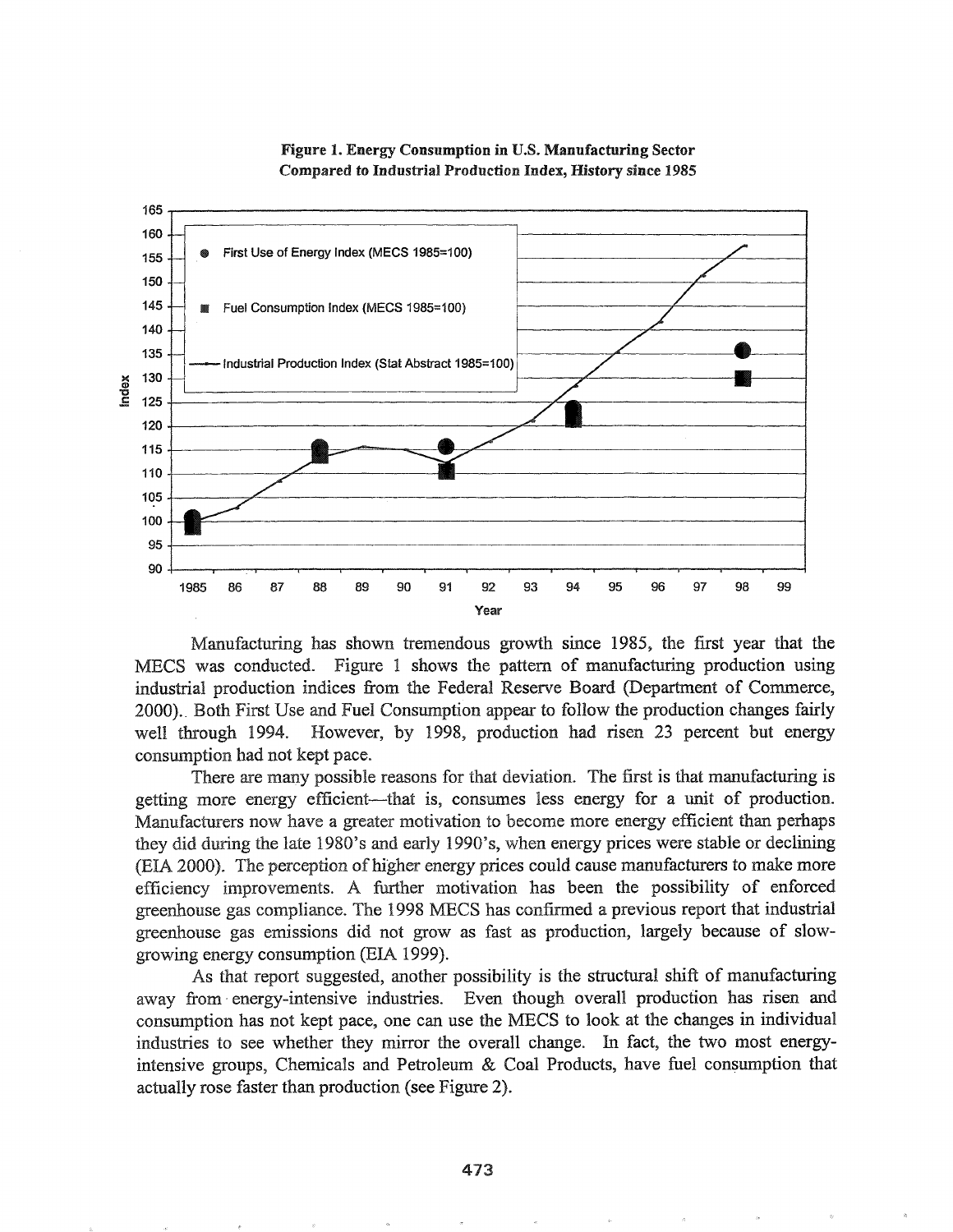**Figure 1. Energy Consumption in U.S. Manufacturing Sector Compared to Industrial Production Index, History since 1985**

Manufacturing has shown tremendous growth since 1985, the first year that the MECS was conducted. Figure 1 shows the pattern of manufacturing production using industrial production indices from the Federal Reserve Board (Department of Commerce, 2000).. Both First Use and Fuel Consumption appear to follow the production changes fairly well through 1994. However, by 1998, production had risen 23 percent but energy consumption had not kept pace.

There are many possible reasons for that deviation. The first is that manufacturing is getting more energy efficient—that is, consumes less energy for a unit of production. Manufacturers now have a greater motivation to become more energy efficient than perhaps they did during the late 1980's and early 1990's, when energy prices were stable or declining (EIA 2000). The perception of higher energy prices could cause manufacturers to make more efficiency improvements. A further motivation has been the possibility of enforced greenhouse gas compliance. The 1998 MECS has confirmed a previous report that industrial greenhouse gas emissions did not grow as fast as production, largely because of slow-growing energy consumption (EIA 1999).

As that report suggested, another possibility is the structural shift of manufacturing away from energy-intensive industries. Even though overall production has risen and consumption has not kept pace, one can use the MECS to look at the changes in individual industries to see whether they mirror the overall change. In fact, the two most energy-intensive groups, Chemicals and Petroleum & Coal Products, have fuel consumption that actually rose faster than production (see Figure 2).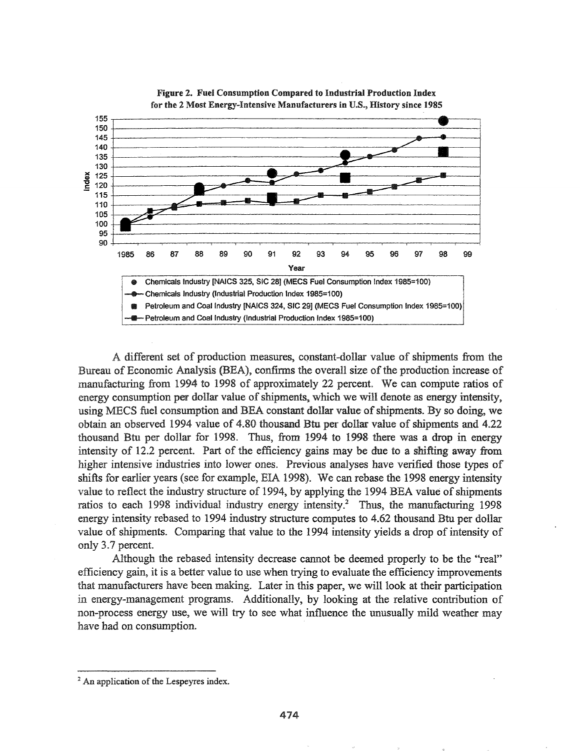**Figure 2. Fuel Consumption Compared to Industrial Production Index for the 2 Most Energy-Intensive Manufacturers in U.S., History since 1985**

A different set of production measures, constant-dollar value of shipments from the Bureau of Economic Analysis (BEA), confirms the overall size of the production increase of manufacturing from 1994 to 1998 of approximately 22 percent. We can compute ratios of energy consumption per dollar value of shipments, which we will denote as energy intensity, using MECS fuel consumption and BEA constant dollar value of shipments. By so doing, we obtain an observed 1994 value of 4.80 thousand Btu per dollar value of shipments and 4.22 thousand Btu per dollar for 1998. Thus, from 1994 to 1998 there was a drop in energy intensity of 12.2 percent. Part of the efficiency gains may be due to a shifting away from higher intensive industries into lower ones. Previous analyses have verified those types of shifts for earlier years (see for example, EIA 1998). We can rebase the 1998 energy intensity value to reflect the industry structure of 1994, by applying the 1994 BEA value of shipments ratios to each 1998 individual industry energy intensity.[2] Thus, the manufacturing 1998 energy intensity rebased to 1994 industry structure computes to 4.62 thousand Btu per dollar value of shipments. Comparing that value to the 1994 intensity yields a drop of intensity of only 3.7 percent.

Although the rebased intensity decrease cannot be deemed properly to be the "real" efficiency gain, it is a better value to use when trying to evaluate the efficiency improvements that manufacturers have been making. Later in this paper, we will look at their participation in energy-management programs. Additionally, by looking at the relative contribution of non-process energy use, we will try to see what influence the unusually mild weather may have had on consumption.

---

[2] An application of the Lespeyres index.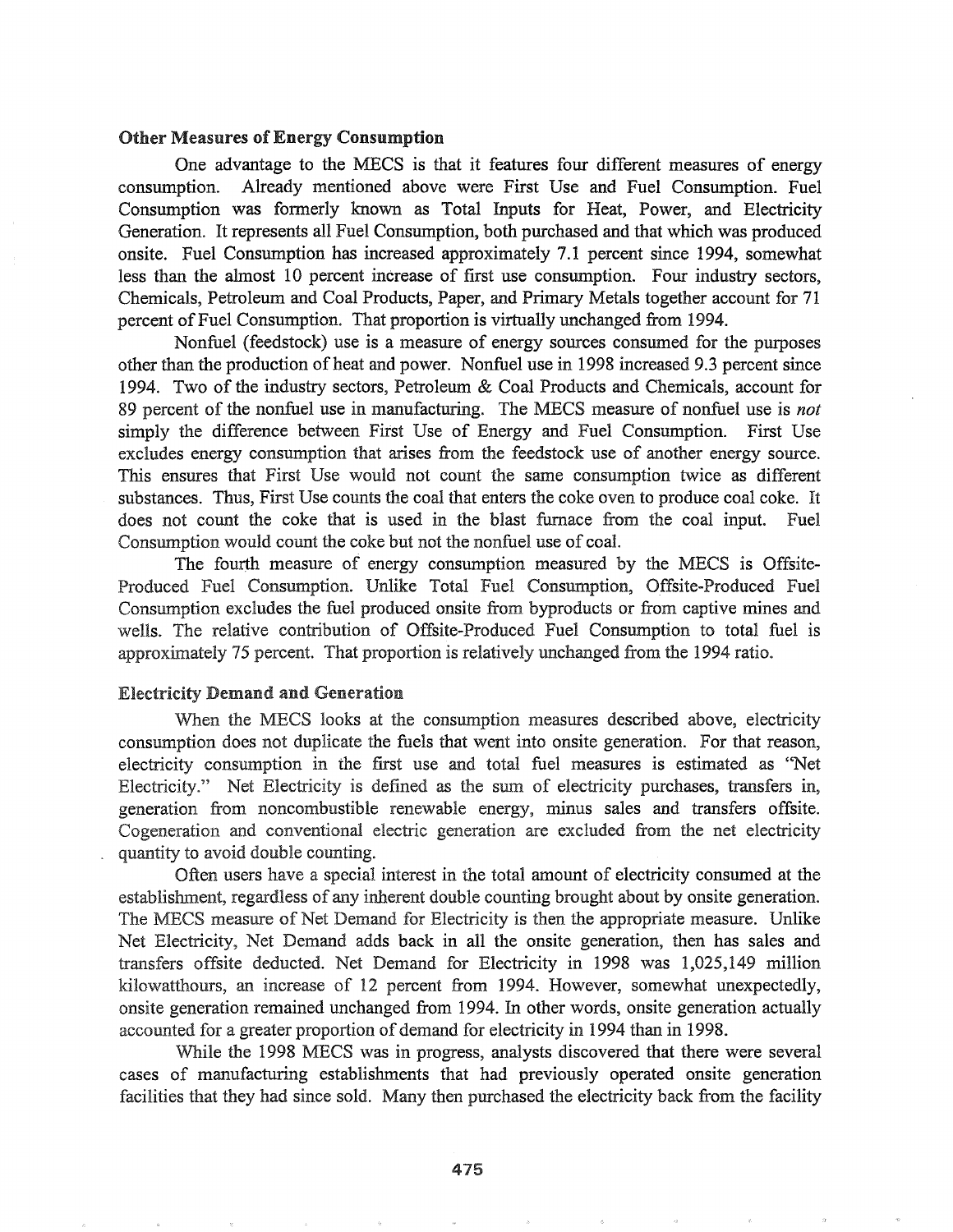### Other Measures of Energy Consumption

One advantage to the MECS is that it features four different measures of energy consumption. Already mentioned above were First Use and Fuel Consumption. Fuel Consumption was formerly known as Total Inputs for Heat, Power, and Electricity Generation. It represents all Fuel Consumption, both purchased and that which was produced onsite. Fuel Consumption has increased approximately 7.1 percent since 1994, somewhat less than the almost 10 percent increase of first use consumption. Four industry sectors, Chemicals, Petroleum and Coal Products, Paper, and Primary Metals together account for 71 percent of Fuel Consumption. That proportion is virtually unchanged from 1994.

Nonfuel (feedstock) use is a measure of energy sources consumed for the purposes other than the production of heat and power. Nonfuel use in 1998 increased 9.3 percent since 1994. Two of the industry sectors, Petroleum & Coal Products and Chemicals, account for 89 percent of the nonfuel use in manufacturing. The MECS measure of nonfuel use is *not* simply the difference between First Use of Energy and Fuel Consumption. First Use excludes energy consumption that arises from the feedstock use of another energy source. This ensures that First Use would not count the same consumption twice as different substances. Thus, First Use counts the coal that enters the coke oven to produce coal coke. It does not count the coke that is used in the blast furnace from the coal input. Fuel Consumption would count the coke but not the nonfuel use of coal.

The fourth measure of energy consumption measured by the MECS is Offsite-Produced Fuel Consumption. Unlike Total Fuel Consumption, Offsite-Produced Fuel Consumption excludes the fuel produced onsite from byproducts or from captive mines and wells. The relative contribution of Offsite-Produced Fuel Consumption to total fuel is approximately 75 percent. That proportion is relatively unchanged from the 1994 ratio.

### Electricity Demand and Generation

When the MECS looks at the consumption measures described above, electricity consumption does not duplicate the fuels that went into onsite generation. For that reason, electricity consumption in the first use and total fuel measures is estimated as "Net Electricity." Net Electricity is defined as the sum of electricity purchases, transfers in, generation from noncombustible renewable energy, minus sales and transfers offsite. Cogeneration and conventional electric generation are excluded from the net electricity quantity to avoid double counting.

Often users have a special interest in the total amount of electricity consumed at the establishment, regardless of any inherent double counting brought about by onsite generation. The MECS measure of Net Demand for Electricity is then the appropriate measure. Unlike Net Electricity, Net Demand adds back in all the onsite generation, then has sales and transfers offsite deducted. Net Demand for Electricity in 1998 was 1,025,149 million kilowatthours, an increase of 12 percent from 1994. However, somewhat unexpectedly, onsite generation remained unchanged from 1994. In other words, onsite generation actually accounted for a greater proportion of demand for electricity in 1994 than in 1998.

While the 1998 MECS was in progress, analysts discovered that there were several cases of manufacturing establishments that had previously operated onsite generation facilities that they had since sold. Many then purchased the electricity back from the facility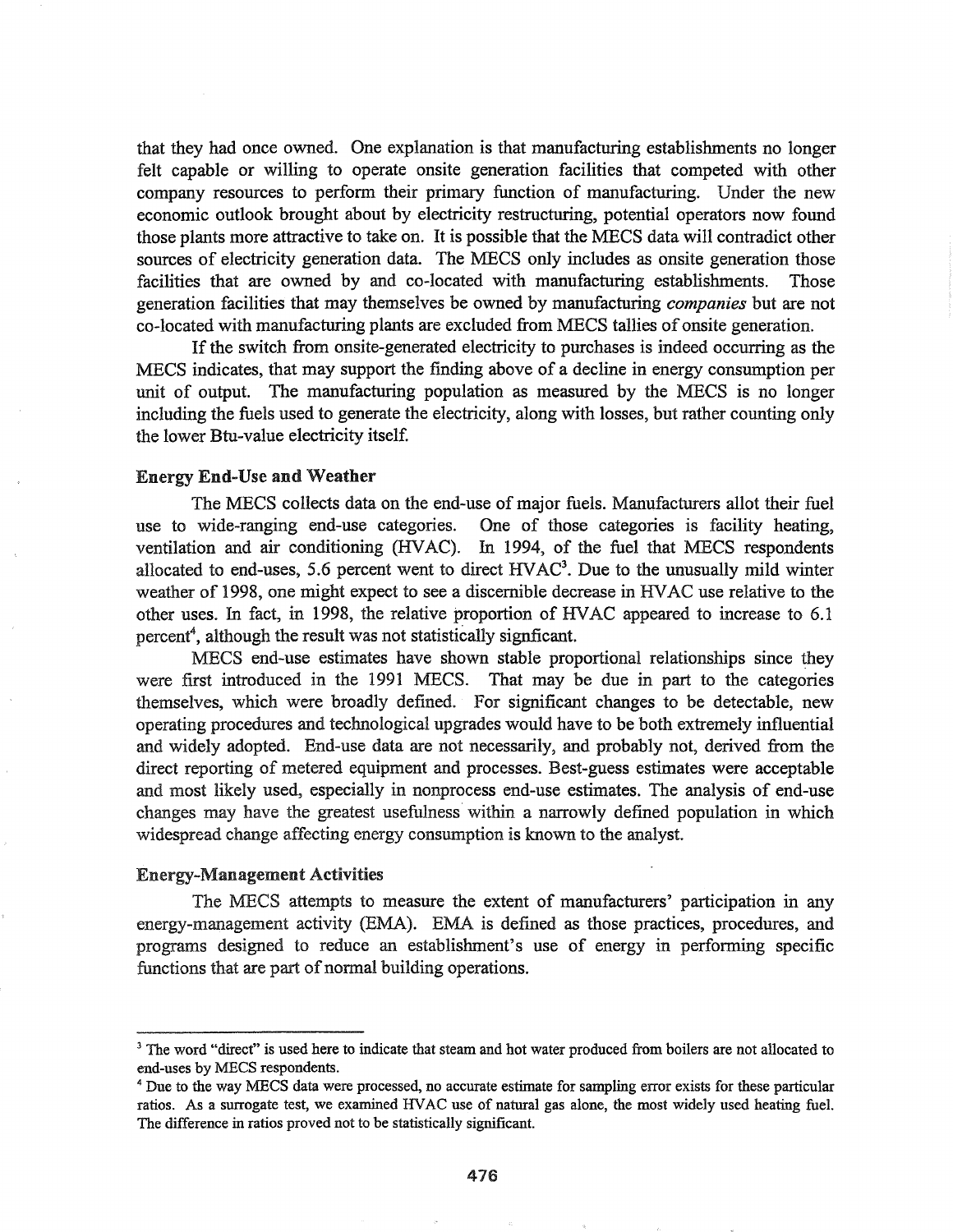that they had once owned. One explanation is that manufacturing establishments no longer felt capable or willing to operate onsite generation facilities that competed with other company resources to perform their primary function of manufacturing. Under the new economic outlook brought about by electricity restructuring, potential operators now found those plants more attractive to take on. It is possible that the MECS data will contradict other sources of electricity generation data. The MECS only includes as onsite generation those facilities that are owned by and co-located with manufacturing establishments. Those generation facilities that may themselves be owned by manufacturing *companies* but are not co-located with manufacturing plants are excluded from MECS tallies of onsite generation.

If the switch from onsite-generated electricity to purchases is indeed occurring as the MECS indicates, that may support the finding above of a decline in energy consumption per unit of output. The manufacturing population as measured by the MECS is no longer including the fuels used to generate the electricity, along with losses, but rather counting only the lower Btu-value electricity itself.

### Energy End-Use and Weather

The MECS collects data on the end-use of major fuels. Manufacturers allot their fuel use to wide-ranging end-use categories. One of those categories is facility heating, ventilation and air conditioning (HVAC). In 1994, of the fuel that MECS respondents allocated to end-uses, 5.6 percent went to direct HVAC[3]. Due to the unusually mild winter weather of 1998, one might expect to see a discernible decrease in HVAC use relative to the other uses. In fact, in 1998, the relative proportion of HVAC appeared to increase to 6.1 percent[4], although the result was not statistically signficant.

MECS end-use estimates have shown stable proportional relationships since they were first introduced in the 1991 MECS. That may be due in part to the categories themselves, which were broadly defined. For significant changes to be detectable, new operating procedures and technological upgrades would have to be both extremely influential and widely adopted. End-use data are not necessarily, and probably not, derived from the direct reporting of metered equipment and processes. Best-guess estimates were acceptable and most likely used, especially in nonprocess end-use estimates. The analysis of end-use changes may have the greatest usefulness within a narrowly defined population in which widespread change affecting energy consumption is known to the analyst.

### Energy-Management Activities

The MECS attempts to measure the extent of manufacturers' participation in any energy-management activity (EMA). EMA is defined as those practices, procedures, and programs designed to reduce an establishment's use of energy in performing specific functions that are part of normal building operations.

---

[3] The word "direct" is used here to indicate that steam and hot water produced from boilers are not allocated to end-uses by MECS respondents.

[4] Due to the way MECS data were processed, no accurate estimate for sampling error exists for these particular ratios. As a surrogate test, we examined HVAC use of natural gas alone, the most widely used heating fuel. The difference in ratios proved not to be statistically significant.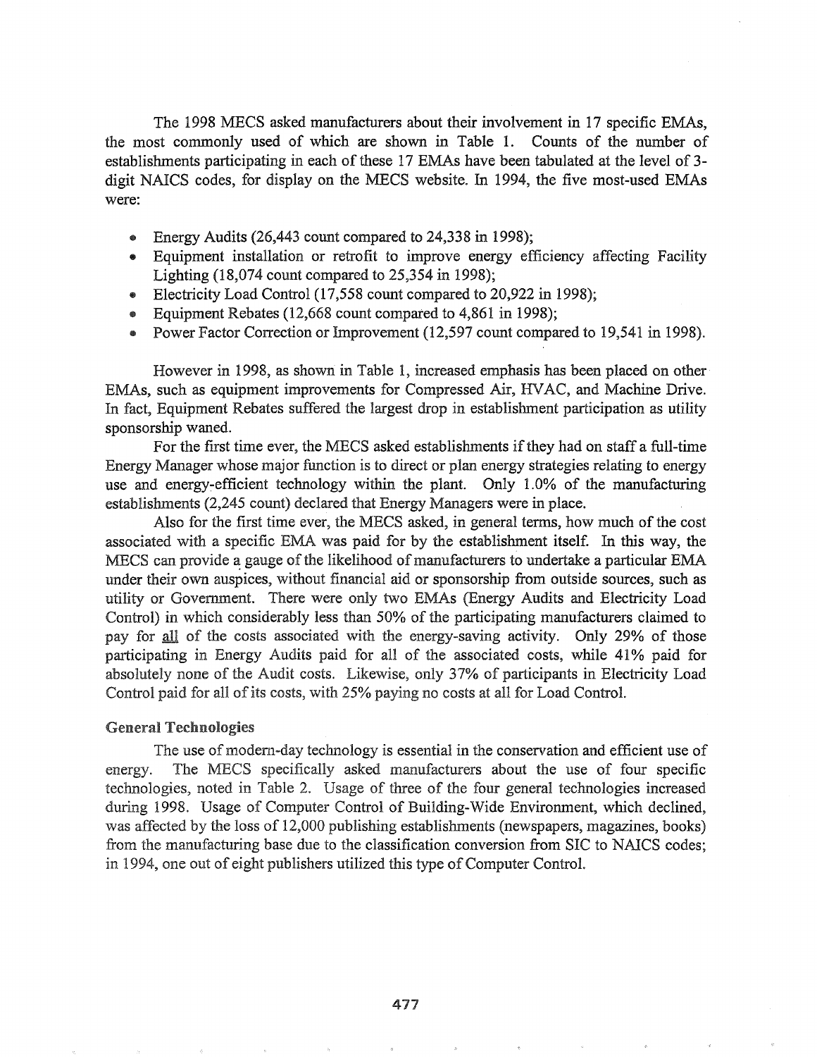The 1998 MECS asked manufacturers about their involvement in 17 specific EMAs, the most commonly used of which are shown in Table 1. Counts of the number of establishments participating in each of these 17 EMAs have been tabulated at the level of 3-digit NAICS codes, for display on the MECS website. In 1994, the five most-used EMAs were:

- Energy Audits (26,443 count compared to 24,338 in 1998);
- Equipment installation or retrofit to improve energy efficiency affecting Facility Lighting (18,074 count compared to 25,354 in 1998);
- Electricity Load Control (17,558 count compared to 20,922 in 1998);
- Equipment Rebates (12,668 count compared to 4,861 in 1998);
- Power Factor Correction or Improvement (12,597 count compared to 19,541 in 1998).

However in 1998, as shown in Table 1, increased emphasis has been placed on other EMAs, such as equipment improvements for Compressed Air, HVAC, and Machine Drive. In fact, Equipment Rebates suffered the largest drop in establishment participation as utility sponsorship waned.

For the first time ever, the MECS asked establishments if they had on staff a full-time Energy Manager whose major function is to direct or plan energy strategies relating to energy use and energy-efficient technology within the plant. Only 1.0% of the manufacturing establishments (2,245 count) declared that Energy Managers were in place.

Also for the first time ever, the MECS asked, in general terms, how much of the cost associated with a specific EMA was paid for by the establishment itself. In this way, the MECS can provide a gauge of the likelihood of manufacturers to undertake a particular EMA under their own auspices, without financial aid or sponsorship from outside sources, such as utility or Government. There were only two EMAs (Energy Audits and Electricity Load Control) in which considerably less than 50% of the participating manufacturers claimed to pay for <u>all</u> of the costs associated with the energy-saving activity. Only 29% of those participating in Energy Audits paid for all of the associated costs, while 41% paid for absolutely none of the Audit costs. Likewise, only 37% of participants in Electricity Load Control paid for all of its costs, with 25% paying no costs at all for Load Control.

### General Technologies

The use of modern-day technology is essential in the conservation and efficient use of energy. The MECS specifically asked manufacturers about the use of four specific technologies, noted in Table 2. Usage of three of the four general technologies increased during 1998. Usage of Computer Control of Building-Wide Environment, which declined, was affected by the loss of 12,000 publishing establishments (newspapers, magazines, books) from the manufacturing base due to the classification conversion from SIC to NAICS codes; in 1994, one out of eight publishers utilized this type of Computer Control.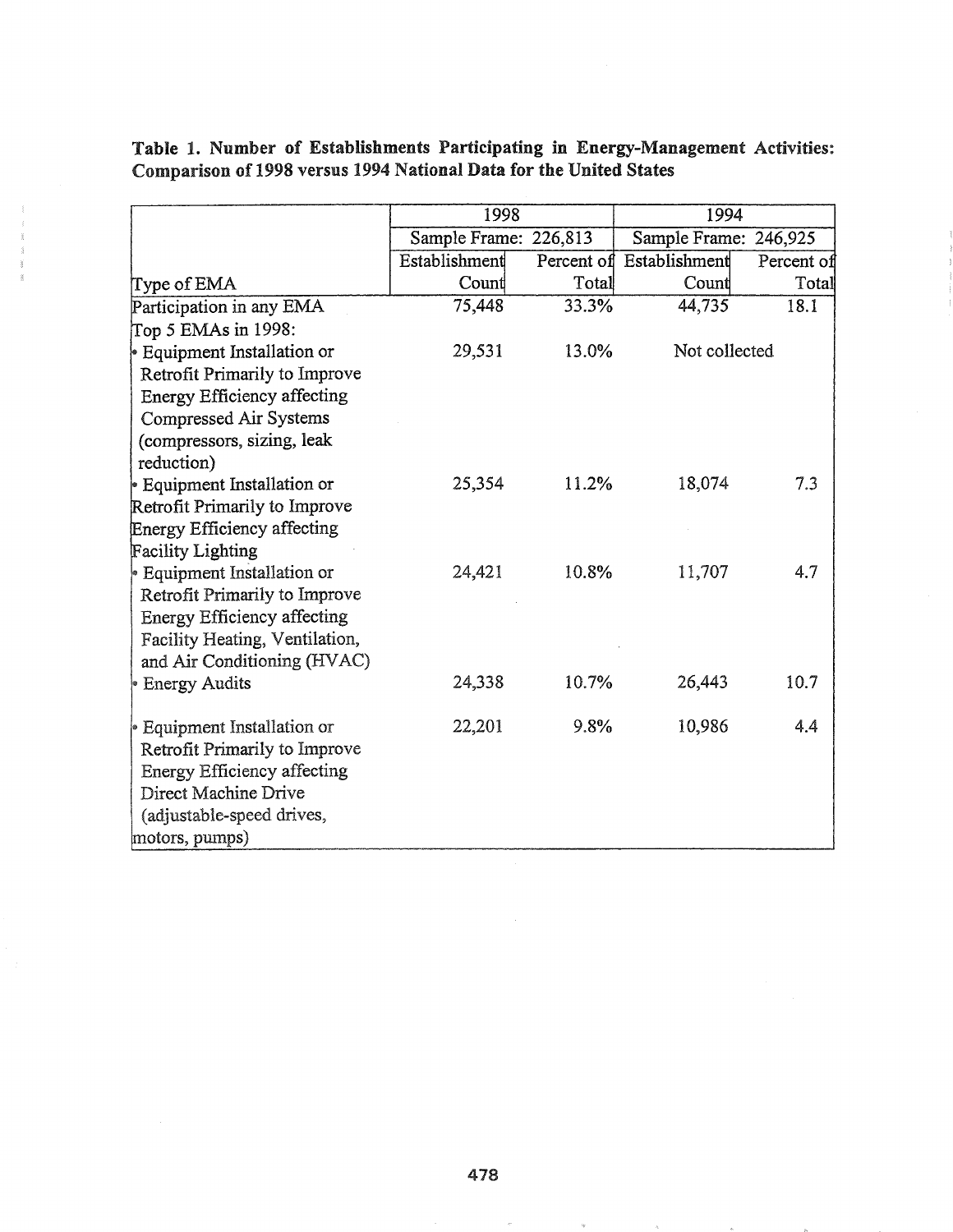**Table 1. Number of Establishments Participating in Energy-Management Activities: Comparison of 1998 versus 1994 National Data for the United States**

| | 1998 | | 1994 | |
|---|---|---|---|---|
| | Sample Frame: 226,813 | | Sample Frame: 246,925 | |
| Type of EMA | Establishment Count | Percent of Total | Establishment Count | Percent of Total |
| Participation in any EMA | 75,448 | 33.3% | 44,735 | 18.1 |
| Top 5 EMAs in 1998: | | | | |
| • Equipment Installation or Retrofit Primarily to Improve Energy Efficiency affecting Compressed Air Systems (compressors, sizing, leak reduction) | 29,531 | 13.0% | Not collected | |
| • Equipment Installation or Retrofit Primarily to Improve Energy Efficiency affecting Facility Lighting | 25,354 | 11.2% | 18,074 | 7.3 |
| • Equipment Installation or Retrofit Primarily to Improve Energy Efficiency affecting Facility Heating, Ventilation, and Air Conditioning (HVAC) | 24,421 | 10.8% | 11,707 | 4.7 |
| • Energy Audits | 24,338 | 10.7% | 26,443 | 10.7 |
| • Equipment Installation or Retrofit Primarily to Improve Energy Efficiency affecting Direct Machine Drive (adjustable-speed drives, motors, pumps) | 22,201 | 9.8% | 10,986 | 4.4 |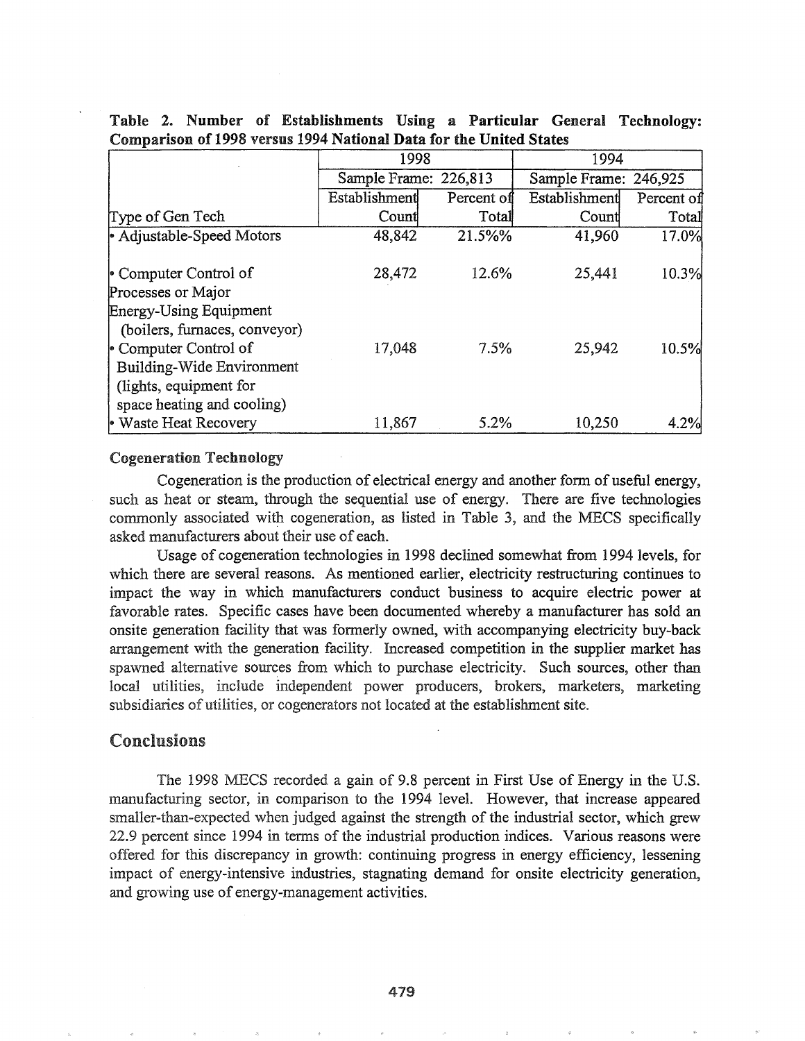**Table 2. Number of Establishments Using a Particular General Technology: Comparison of 1998 versus 1994 National Data for the United States**

| | 1998 | | 1994 | |
|---|---|---|---|---|
| | Sample Frame: 226,813 | | Sample Frame: 246,925 | |
| Type of Gen Tech | Establishment Count | Percent of Total | Establishment Count | Percent of Total |
| • Adjustable-Speed Motors | 48,842 | 21.5%% | 41,960 | 17.0% |
| • Computer Control of Processes or Major Energy-Using Equipment (boilers, furnaces, conveyor) | 28,472 | 12.6% | 25,441 | 10.3% |
| • Computer Control of Building-Wide Environment (lights, equipment for space heating and cooling) | 17,048 | 7.5% | 25,942 | 10.5% |
| • Waste Heat Recovery | 11,867 | 5.2% | 10,250 | 4.2% |

### Cogeneration Technology

Cogeneration is the production of electrical energy and another form of useful energy, such as heat or steam, through the sequential use of energy. There are five technologies commonly associated with cogeneration, as listed in Table 3, and the MECS specifically asked manufacturers about their use of each.

Usage of cogeneration technologies in 1998 declined somewhat from 1994 levels, for which there are several reasons. As mentioned earlier, electricity restructuring continues to impact the way in which manufacturers conduct business to acquire electric power at favorable rates. Specific cases have been documented whereby a manufacturer has sold an onsite generation facility that was formerly owned, with accompanying electricity buy-back arrangement with the generation facility. Increased competition in the supplier market has spawned alternative sources from which to purchase electricity. Such sources, other than local utilities, include independent power producers, brokers, marketers, marketing subsidiaries of utilities, or cogenerators not located at the establishment site.

## Conclusions

The 1998 MECS recorded a gain of 9.8 percent in First Use of Energy in the U.S. manufacturing sector, in comparison to the 1994 level. However, that increase appeared smaller-than-expected when judged against the strength of the industrial sector, which grew 22.9 percent since 1994 in terms of the industrial production indices. Various reasons were offered for this discrepancy in growth: continuing progress in energy efficiency, lessening impact of energy-intensive industries, stagnating demand for onsite electricity generation, and growing use of energy-management activities.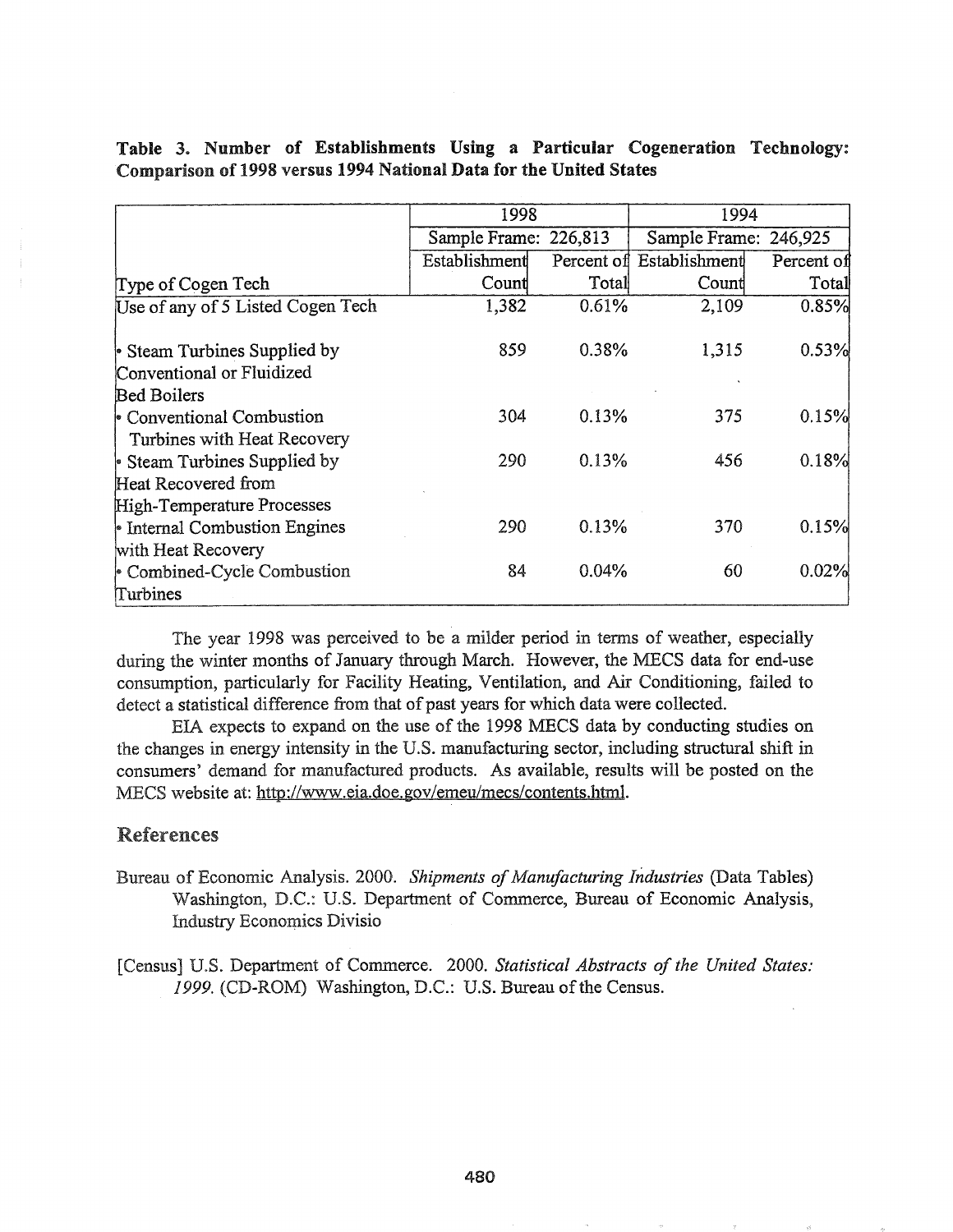**Table 3. Number of Establishments Using a Particular Cogeneration Technology: Comparison of 1998 versus 1994 National Data for the United States**

| | 1998 | | 1994 | |
|---|---|---|---|---|
| | Sample Frame: 226,813 | | Sample Frame: 246,925 | |
| Type of Cogen Tech | Establishment Count | Percent of Total | Establishment Count | Percent of Total |
| Use of any of 5 Listed Cogen Tech | 1,382 | 0.61% | 2,109 | 0.85% |
| • Steam Turbines Supplied by Conventional or Fluidized Bed Boilers | 859 | 0.38% | 1,315 | 0.53% |
| • Conventional Combustion Turbines with Heat Recovery | 304 | 0.13% | 375 | 0.15% |
| • Steam Turbines Supplied by Heat Recovered from High-Temperature Processes | 290 | 0.13% | 456 | 0.18% |
| • Internal Combustion Engines with Heat Recovery | 290 | 0.13% | 370 | 0.15% |
| • Combined-Cycle Combustion Turbines | 84 | 0.04% | 60 | 0.02% |

The year 1998 was perceived to be a milder period in terms of weather, especially during the winter months of January through March. However, the MECS data for end-use consumption, particularly for Facility Heating, Ventilation, and Air Conditioning, failed to detect a statistical difference from that of past years for which data were collected.

EIA expects to expand on the use of the 1998 MECS data by conducting studies on the changes in energy intensity in the U.S. manufacturing sector, including structural shift in consumers' demand for manufactured products. As available, results will be posted on the MECS website at: http://www.eia.doe.gov/emeu/mecs/contents.html.

## References

Bureau of Economic Analysis. 2000. *Shipments of Manufacturing Industries* (Data Tables) Washington, D.C.: U.S. Department of Commerce, Bureau of Economic Analysis, Industry Economics Divisio

[Census] U.S. Department of Commerce. 2000. *Statistical Abstracts of the United States: 1999.* (CD-ROM) Washington, D.C.: U.S. Bureau of the Census.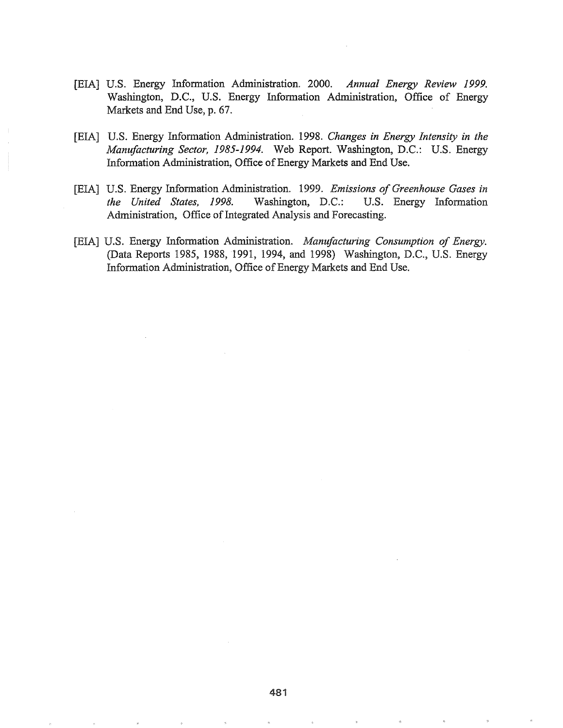[EIA] U.S. Energy Information Administration. 2000. *Annual Energy Review 1999.* Washington, D.C., U.S. Energy Information Administration, Office of Energy Markets and End Use, p. 67.

[EIA] U.S. Energy Information Administration. 1998. *Changes in Energy Intensity in the Manufacturing Sector, 1985-1994.* Web Report. Washington, D.C.: U.S. Energy Information Administration, Office of Energy Markets and End Use.

[EIA] U.S. Energy Information Administration. 1999. *Emissions of Greenhouse Gases in the United States, 1998.* Washington, D.C.: U.S. Energy Information Administration, Office of Integrated Analysis and Forecasting.

[EIA] U.S. Energy Information Administration. *Manufacturing Consumption of Energy.* (Data Reports 1985, 1988, 1991, 1994, and 1998) Washington, D.C., U.S. Energy Information Administration, Office of Energy Markets and End Use.